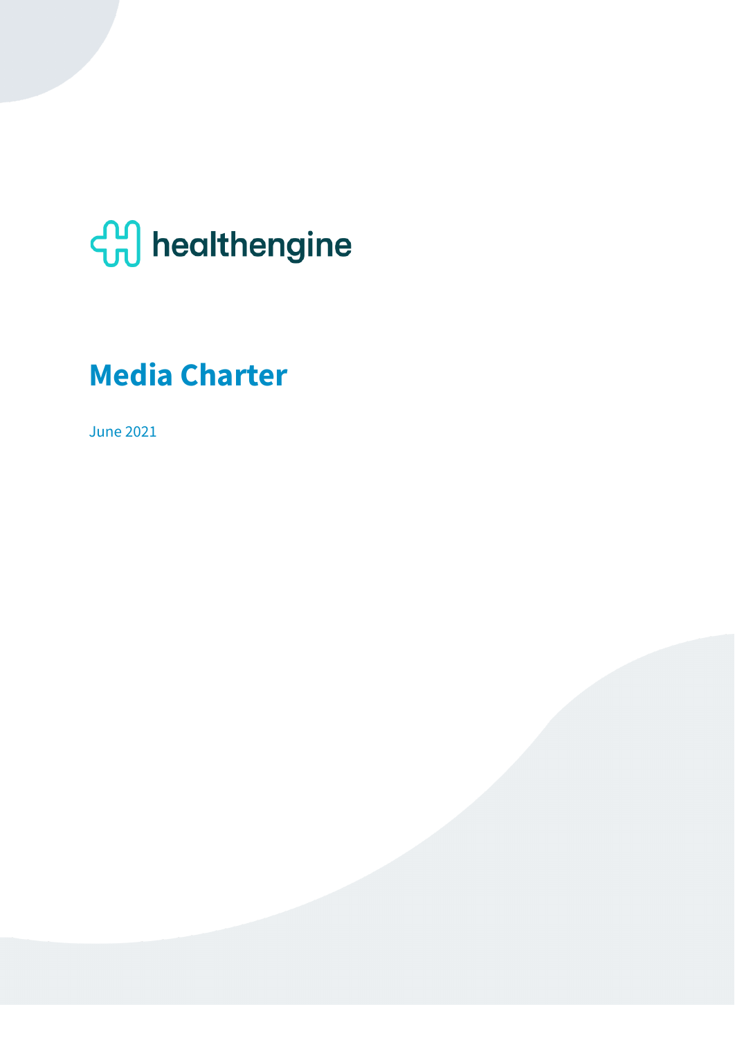healthengine

# Media Charter

June 2021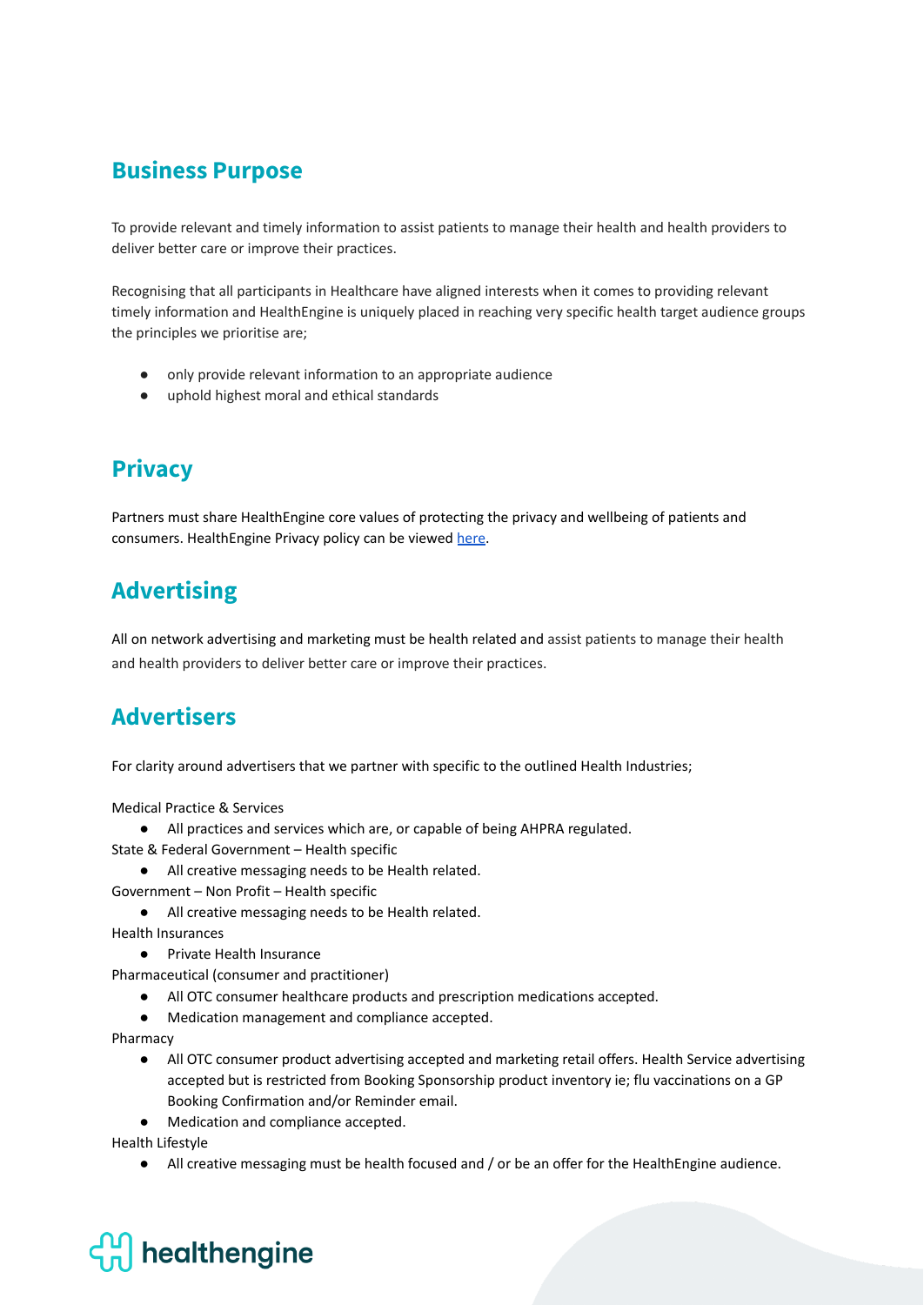## Business Purpose

To provide relevant and timely information to assist patients to manage their health and health providers to deliver better care or improve their practices.

Recognising that all participants in Healthcare have aligned interests when it comes to providing relevant timely information and HealthEngine is uniquely placed in reaching very specific health target audience groups the principles we prioritise are;

- only provide relevant information to an appropriate audience
- uphold highest moral and ethical standards

## Privacy

Partners must share HealthEngine core values of protecting the privacy and wellbeing of patients and consumers. HealthEngine Privacy policy can be viewed here.

## Advertising

All on network advertising and marketing must be health related and assist patients to manage their health and health providers to deliver better care or improve their practices.

## Advertisers

For clarity around advertisers that we partner with specific to the outlined Health Industries;

Medical Practice & Services

- All practices and services which are, or capable of being AHPRA regulated.

State & Federal Government – Health specific

- All creative messaging needs to be Health related.

Government – Non Profit – Health specific

- All creative messaging needs to be Health related.

Health Insurances

- Private Health Insurance

Pharmaceutical (consumer and practitioner)

- All OTC consumer healthcare products and prescription medications accepted.
- Medication management and compliance accepted.

Pharmacy

- All OTC consumer product advertising accepted and marketing retail offers. Health Service advertising accepted but is restricted from Booking Sponsorship product inventory ie; flu vaccinations on a GP Booking Confirmation and/or Reminder email.
- Medication and compliance accepted.

Health Lifestyle

- All creative messaging must be health focused and / or be an offer for the HealthEngine audience.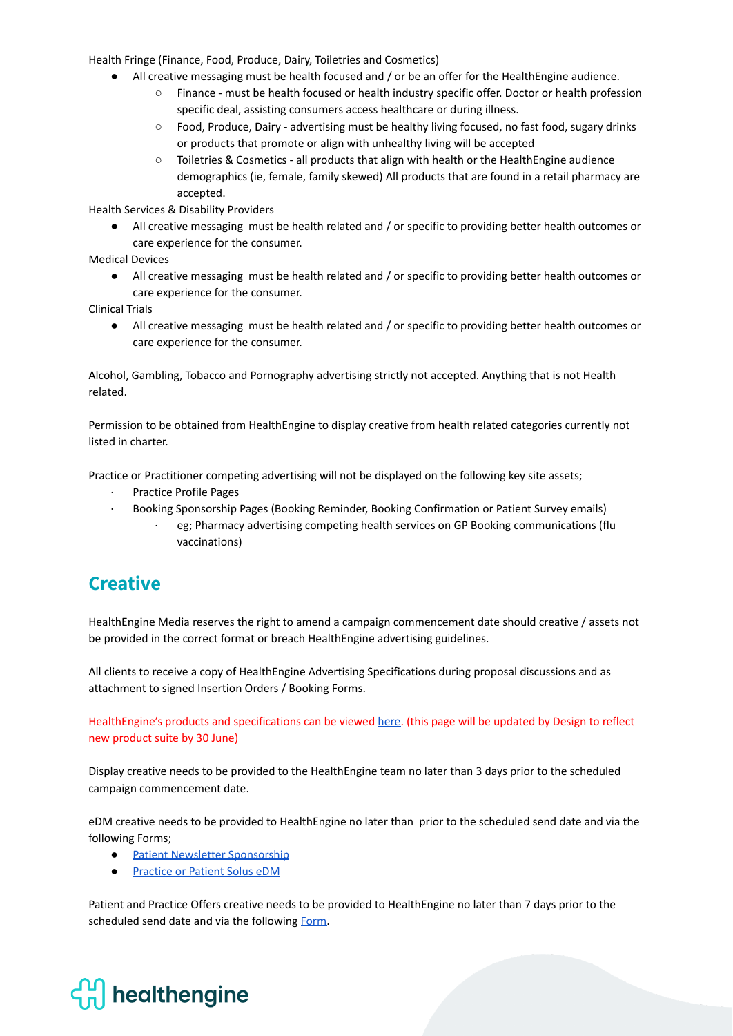Health Fringe (Finance, Food, Produce, Dairy, Toiletries and Cosmetics)

- All creative messaging must be health focused and / or be an offer for the HealthEngine audience.
  - Finance - must be health focused or health industry specific offer. Doctor or health profession specific deal, assisting consumers access healthcare or during illness.
  - Food, Produce, Dairy - advertising must be healthy living focused, no fast food, sugary drinks or products that promote or align with unhealthy living will be accepted
  - Toiletries & Cosmetics - all products that align with health or the HealthEngine audience demographics (ie, female, family skewed) All products that are found in a retail pharmacy are accepted.

Health Services & Disability Providers

- All creative messaging must be health related and / or specific to providing better health outcomes or care experience for the consumer.

Medical Devices

- All creative messaging must be health related and / or specific to providing better health outcomes or care experience for the consumer.

Clinical Trials

- All creative messaging must be health related and / or specific to providing better health outcomes or care experience for the consumer.

Alcohol, Gambling, Tobacco and Pornography advertising strictly not accepted. Anything that is not Health related.

Permission to be obtained from HealthEngine to display creative from health related categories currently not listed in charter.

Practice or Practitioner competing advertising will not be displayed on the following key site assets;

- Practice Profile Pages
- Booking Sponsorship Pages (Booking Reminder, Booking Confirmation or Patient Survey emails)
  - eg; Pharmacy advertising competing health services on GP Booking communications (flu vaccinations)

## Creative

HealthEngine Media reserves the right to amend a campaign commencement date should creative / assets not be provided in the correct format or breach HealthEngine advertising guidelines.

All clients to receive a copy of HealthEngine Advertising Specifications during proposal discussions and as attachment to signed Insertion Orders / Booking Forms.

HealthEngine's products and specifications can be viewed here. (this page will be updated by Design to reflect new product suite by 30 June)

Display creative needs to be provided to the HealthEngine team no later than 3 days prior to the scheduled campaign commencement date.

eDM creative needs to be provided to HealthEngine no later than prior to the scheduled send date and via the following Forms;

- Patient Newsletter Sponsorship
- Practice or Patient Solus eDM

Patient and Practice Offers creative needs to be provided to HealthEngine no later than 7 days prior to the scheduled send date and via the following Form.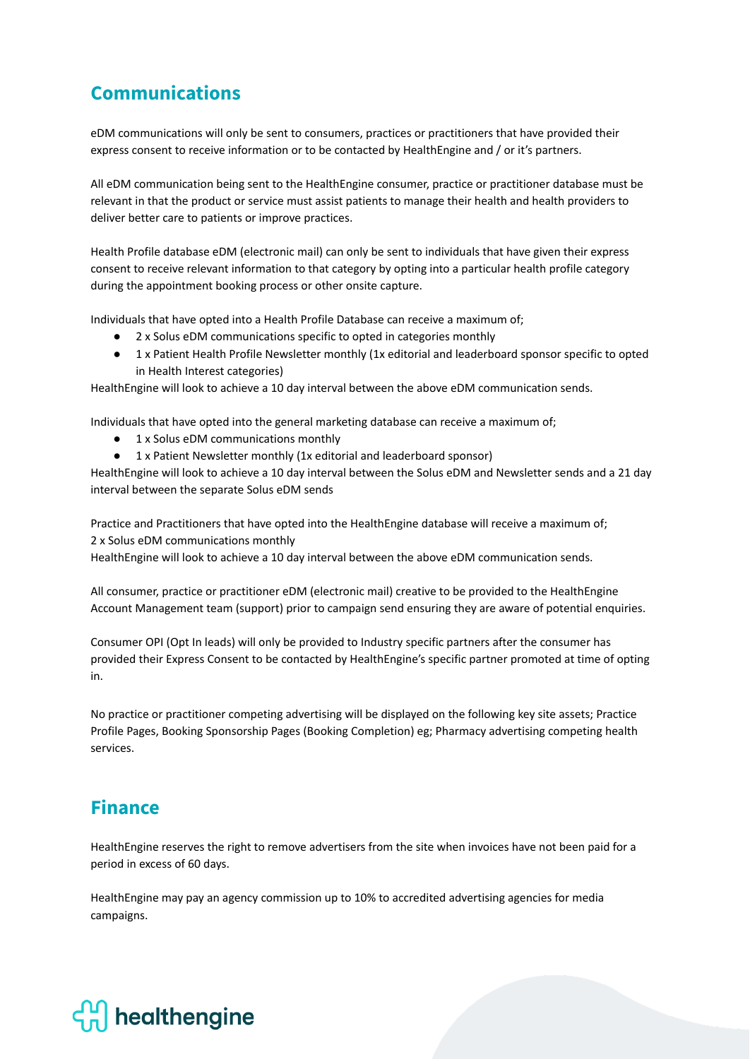## Communications

eDM communications will only be sent to consumers, practices or practitioners that have provided their express consent to receive information or to be contacted by HealthEngine and / or it's partners.

All eDM communication being sent to the HealthEngine consumer, practice or practitioner database must be relevant in that the product or service must assist patients to manage their health and health providers to deliver better care to patients or improve practices.

Health Profile database eDM (electronic mail) can only be sent to individuals that have given their express consent to receive relevant information to that category by opting into a particular health profile category during the appointment booking process or other onsite capture.

Individuals that have opted into a Health Profile Database can receive a maximum of;

- 2 x Solus eDM communications specific to opted in categories monthly
- 1 x Patient Health Profile Newsletter monthly (1x editorial and leaderboard sponsor specific to opted in Health Interest categories)

HealthEngine will look to achieve a 10 day interval between the above eDM communication sends.

Individuals that have opted into the general marketing database can receive a maximum of;

- 1 x Solus eDM communications monthly
- 1 x Patient Newsletter monthly (1x editorial and leaderboard sponsor)

HealthEngine will look to achieve a 10 day interval between the Solus eDM and Newsletter sends and a 21 day interval between the separate Solus eDM sends

Practice and Practitioners that have opted into the HealthEngine database will receive a maximum of;
2 x Solus eDM communications monthly
HealthEngine will look to achieve a 10 day interval between the above eDM communication sends.

All consumer, practice or practitioner eDM (electronic mail) creative to be provided to the HealthEngine Account Management team (support) prior to campaign send ensuring they are aware of potential enquiries.

Consumer OPI (Opt In leads) will only be provided to Industry specific partners after the consumer has provided their Express Consent to be contacted by HealthEngine's specific partner promoted at time of opting in.

No practice or practitioner competing advertising will be displayed on the following key site assets; Practice Profile Pages, Booking Sponsorship Pages (Booking Completion) eg; Pharmacy advertising competing health services.

## Finance

HealthEngine reserves the right to remove advertisers from the site when invoices have not been paid for a period in excess of 60 days.

HealthEngine may pay an agency commission up to 10% to accredited advertising agencies for media campaigns.